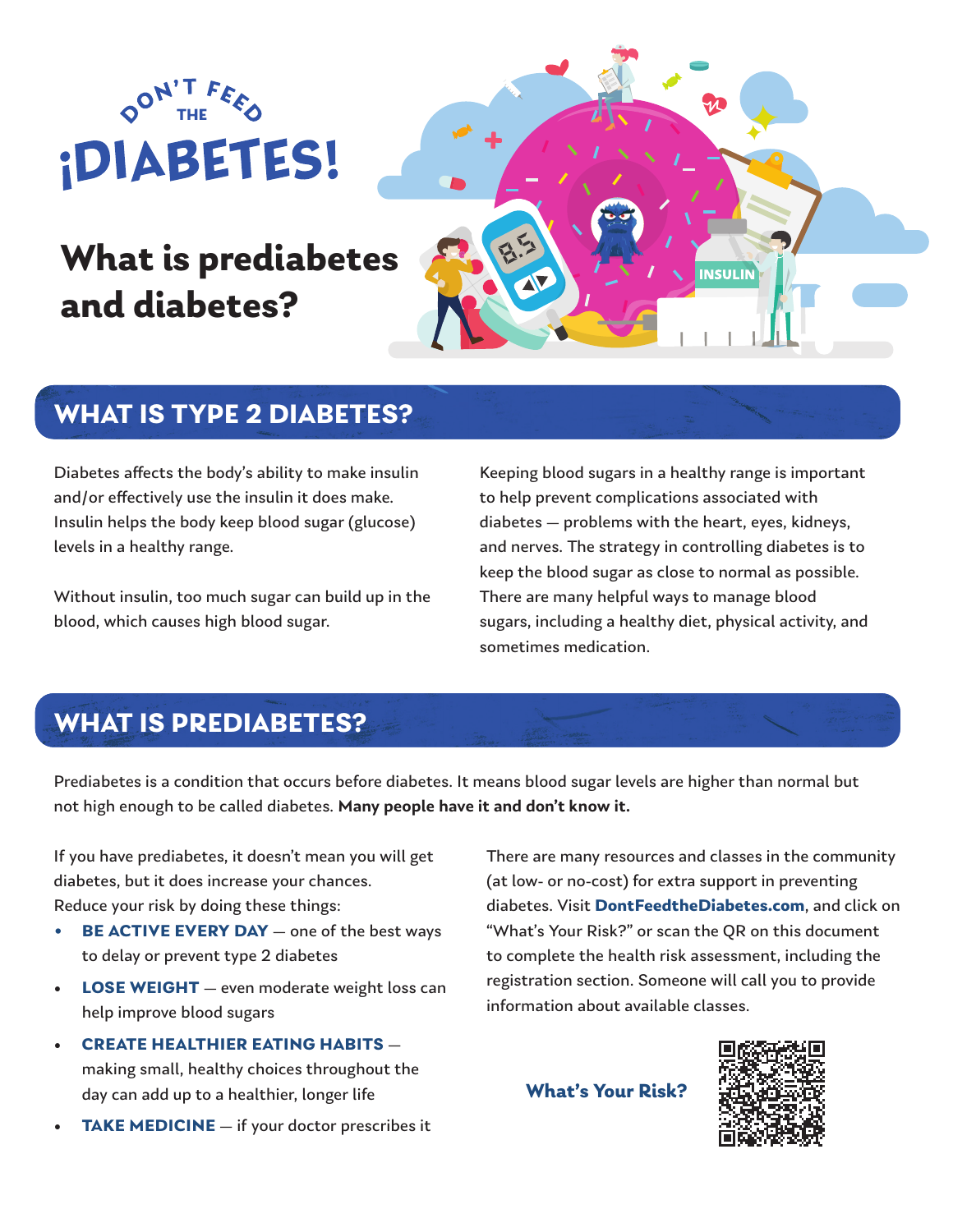# DON'T FEED THE ¡DIABETES!

## What is prediabetes and diabetes?

## WHAT IS TYPE 2 DIABETES?

Diabetes affects the body's ability to make insulin and/or effectively use the insulin it does make. Insulin helps the body keep blood sugar (glucose) levels in a healthy range.

Without insulin, too much sugar can build up in the blood, which causes high blood sugar.

Keeping blood sugars in a healthy range is important to help prevent complications associated with diabetes — problems with the heart, eyes, kidneys, and nerves. The strategy in controlling diabetes is to keep the blood sugar as close to normal as possible. There are many helpful ways to manage blood sugars, including a healthy diet, physical activity, and sometimes medication.

## WHAT IS PREDIABETES?

Prediabetes is a condition that occurs before diabetes. It means blood sugar levels are higher than normal but not high enough to be called diabetes. **Many people have it and don't know it.**

If you have prediabetes, it doesn't mean you will get diabetes, but it does increase your chances. Reduce your risk by doing these things:

- **BE ACTIVE EVERY DAY** — one of the best ways to delay or prevent type 2 diabetes
- **LOSE WEIGHT** — even moderate weight loss can help improve blood sugars
- **CREATE HEALTHIER EATING HABITS** — making small, healthy choices throughout the day can add up to a healthier, longer life
- **TAKE MEDICINE** — if your doctor prescribes it

There are many resources and classes in the community (at low- or no-cost) for extra support in preventing diabetes. Visit **DontFeedtheDiabetes.com**, and click on "What's Your Risk?" or scan the QR on this document to complete the health risk assessment, including the registration section. Someone will call you to provide information about available classes.

**What's Your Risk?**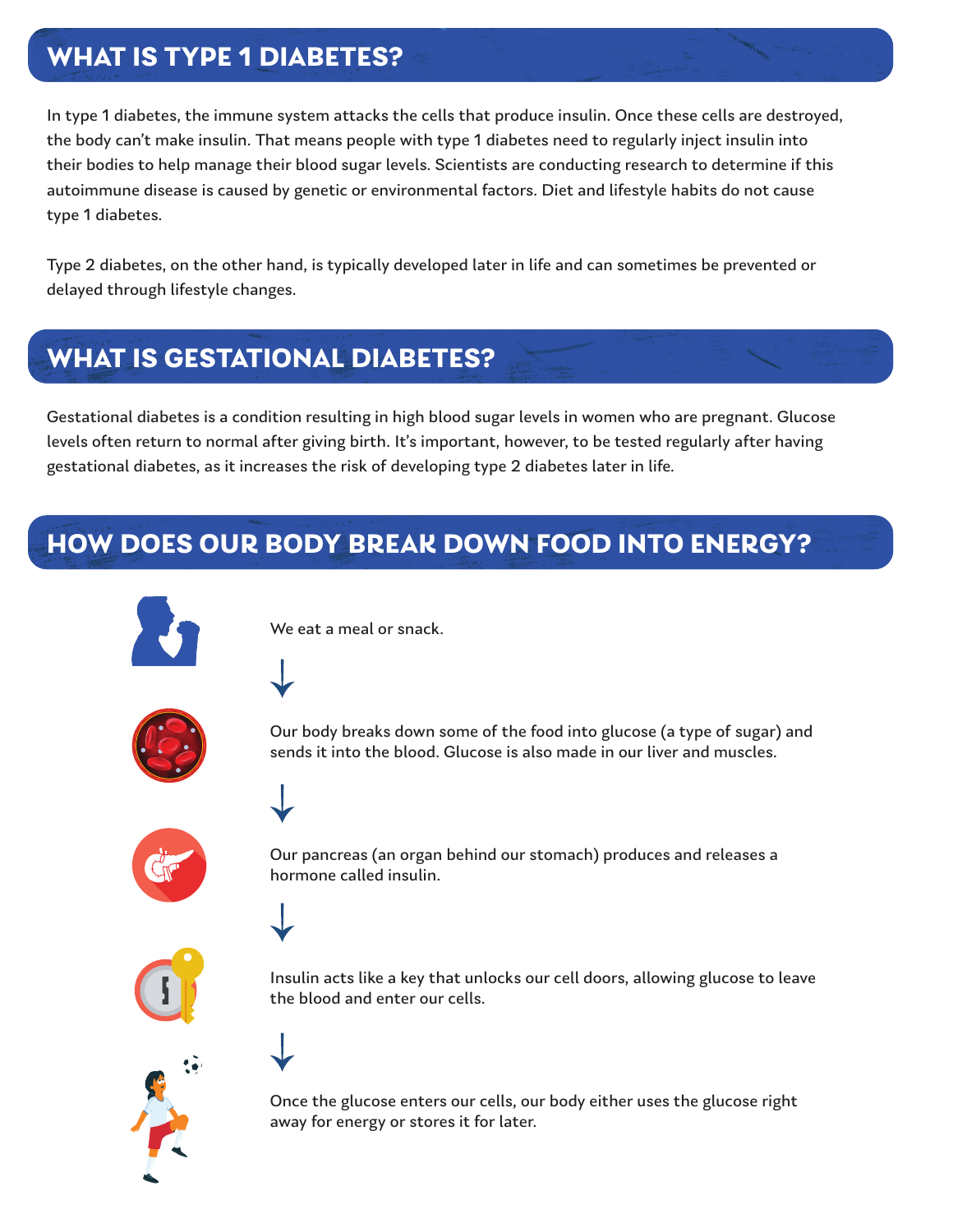## WHAT IS TYPE 1 DIABETES?

In type 1 diabetes, the immune system attacks the cells that produce insulin. Once these cells are destroyed, the body can't make insulin. That means people with type 1 diabetes need to regularly inject insulin into their bodies to help manage their blood sugar levels. Scientists are conducting research to determine if this autoimmune disease is caused by genetic or environmental factors. Diet and lifestyle habits do not cause type 1 diabetes.

Type 2 diabetes, on the other hand, is typically developed later in life and can sometimes be prevented or delayed through lifestyle changes.

## WHAT IS GESTATIONAL DIABETES?

Gestational diabetes is a condition resulting in high blood sugar levels in women who are pregnant. Glucose levels often return to normal after giving birth. It's important, however, to be tested regularly after having gestational diabetes, as it increases the risk of developing type 2 diabetes later in life.

## HOW DOES OUR BODY BREAK DOWN FOOD INTO ENERGY?

We eat a meal or snack.

↓

Our body breaks down some of the food into glucose (a type of sugar) and sends it into the blood. Glucose is also made in our liver and muscles.

↓

Our pancreas (an organ behind our stomach) produces and releases a hormone called insulin.

↓

Insulin acts like a key that unlocks our cell doors, allowing glucose to leave the blood and enter our cells.

↓

Once the glucose enters our cells, our body either uses the glucose right away for energy or stores it for later.